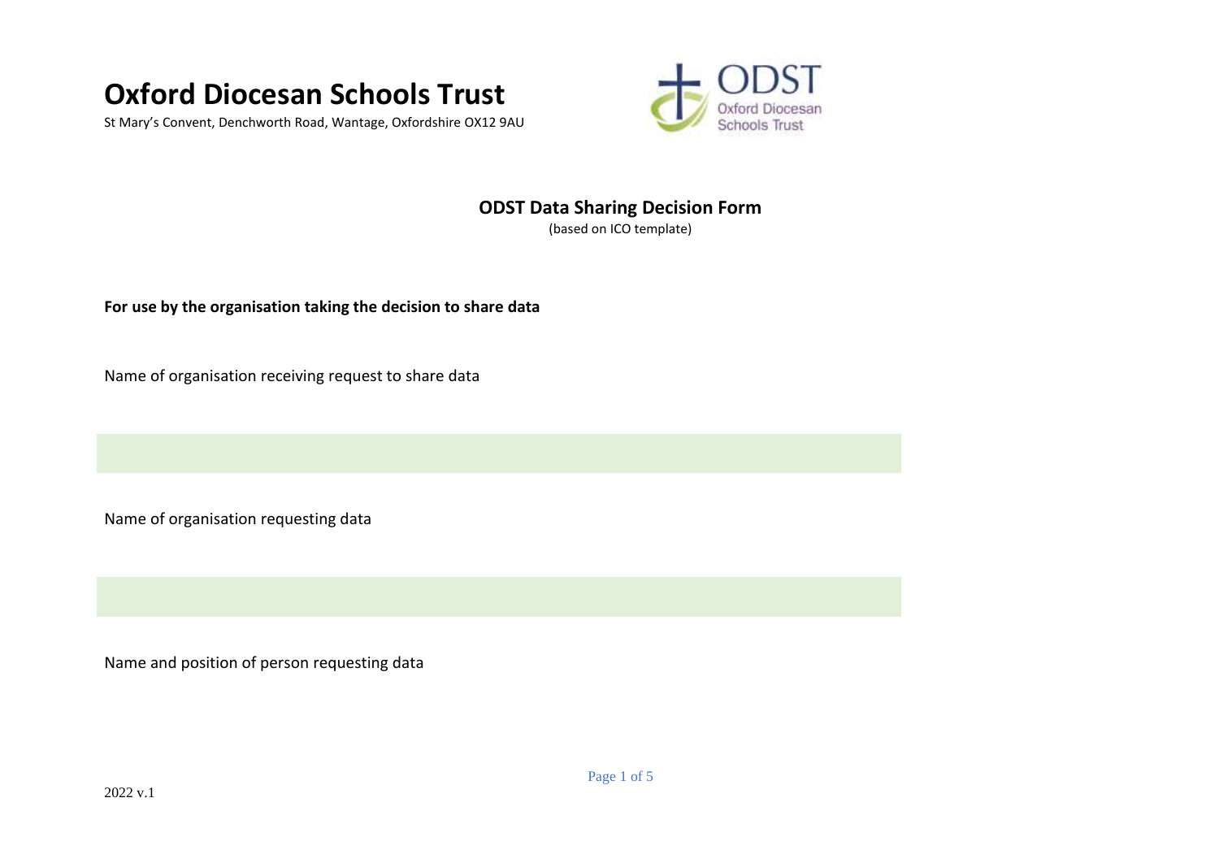# Oxford Diocesan Schools Trust

St Mary's Convent, Denchworth Road, Wantage, Oxfordshire OX12 9AU

## ODST Data Sharing Decision Form

(based on ICO template)

**For use by the organisation taking the decision to share data**

Name of organisation receiving request to share data

Name of organisation requesting data

Name and position of person requesting data

2022 v.1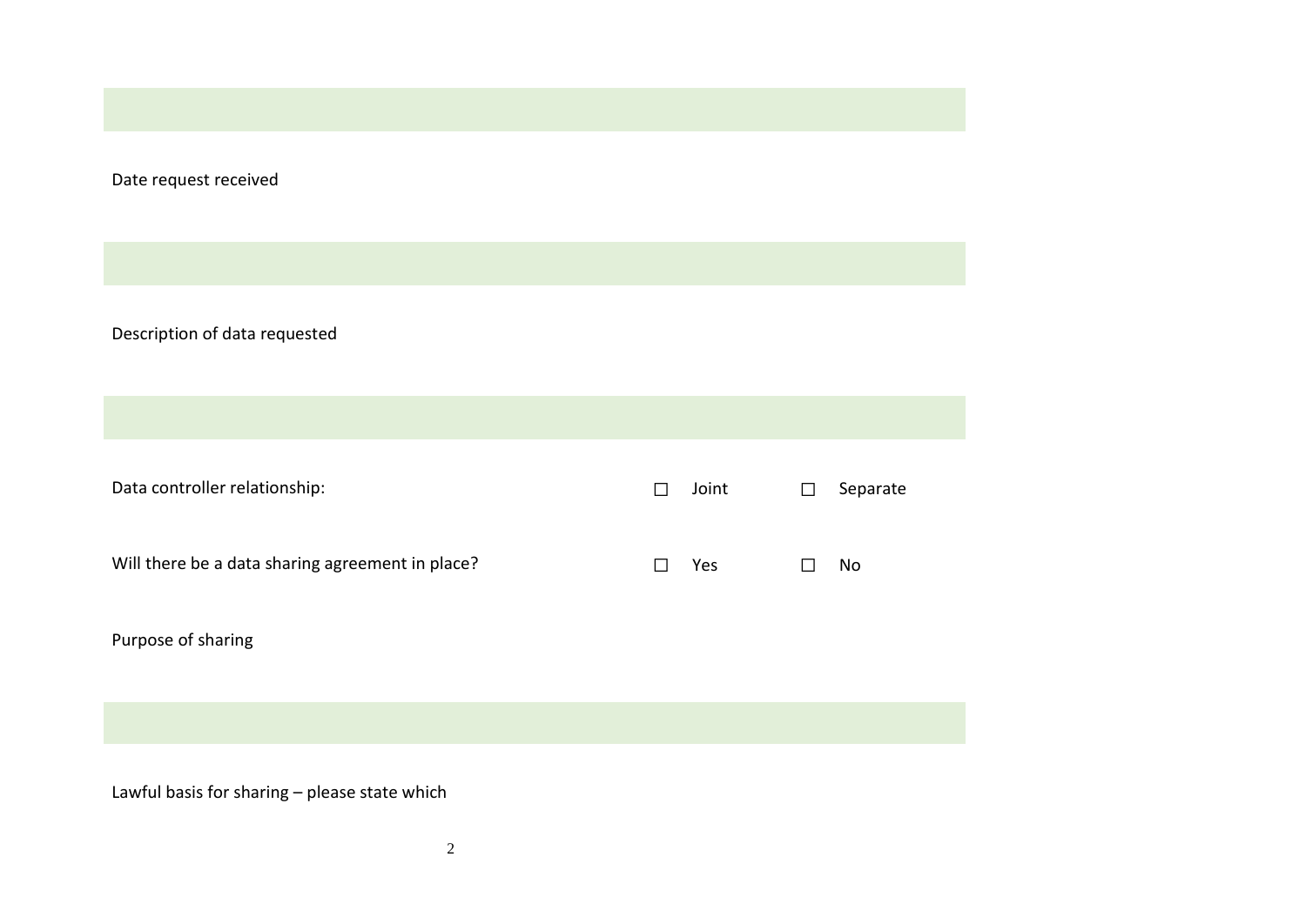Date request received

Description of data requested

Data controller relationship: ☐ Joint ☐ Separate

Will there be a data sharing agreement in place? ☐ Yes ☐ No

Purpose of sharing

Lawful basis for sharing – please state which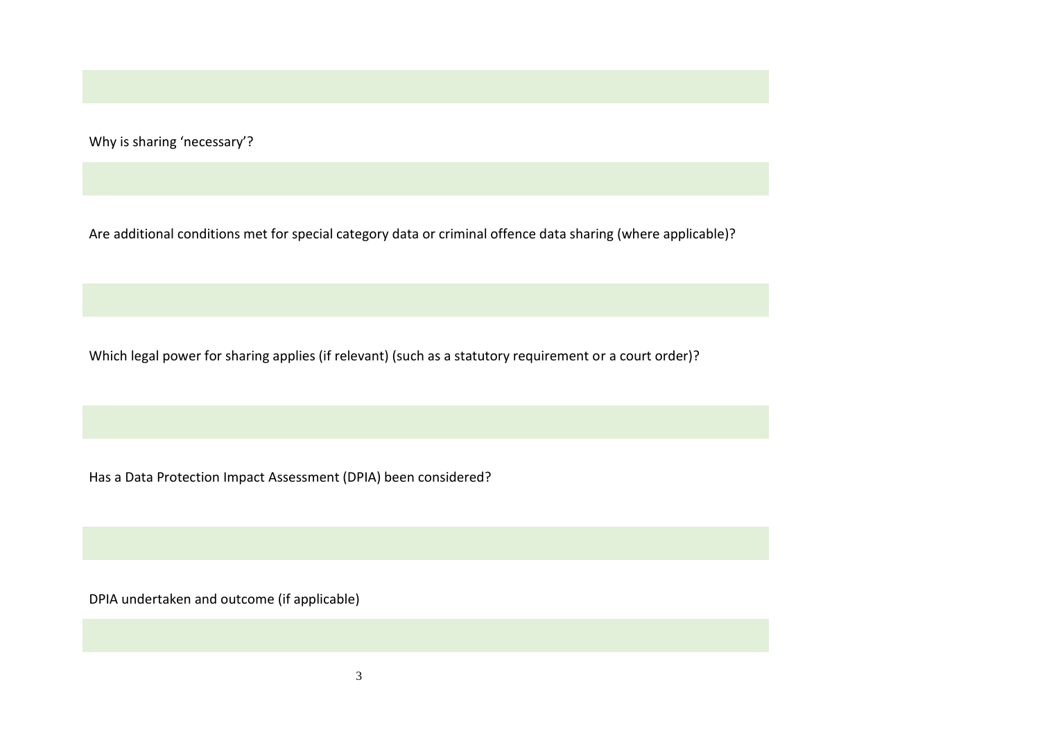Why is sharing 'necessary'?

Are additional conditions met for special category data or criminal offence data sharing (where applicable)?

Which legal power for sharing applies (if relevant) (such as a statutory requirement or a court order)?

Has a Data Protection Impact Assessment (DPIA) been considered?

DPIA undertaken and outcome (if applicable)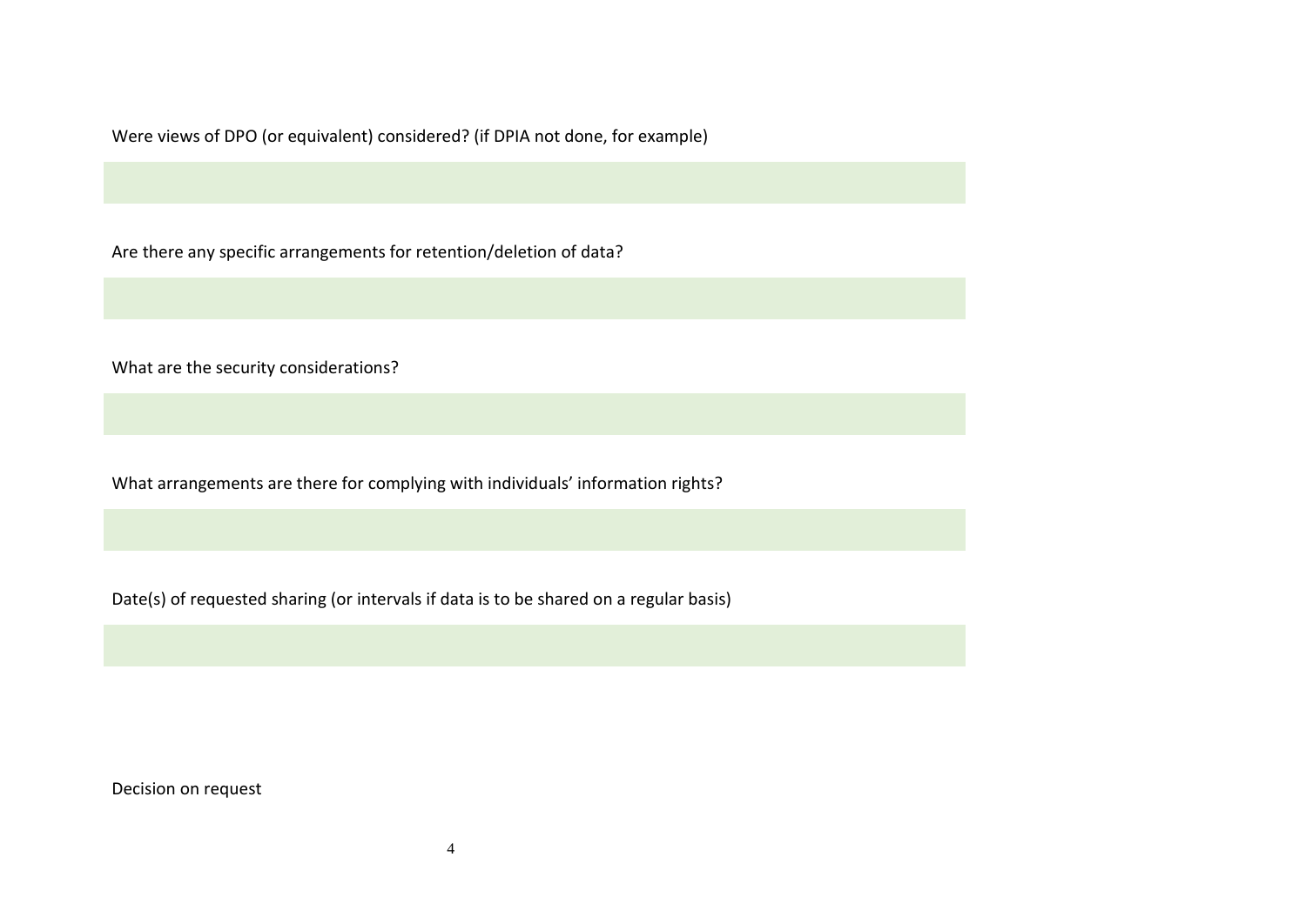Were views of DPO (or equivalent) considered? (if DPIA not done, for example)

Are there any specific arrangements for retention/deletion of data?

What are the security considerations?

What arrangements are there for complying with individuals' information rights?

Date(s) of requested sharing (or intervals if data is to be shared on a regular basis)

Decision on request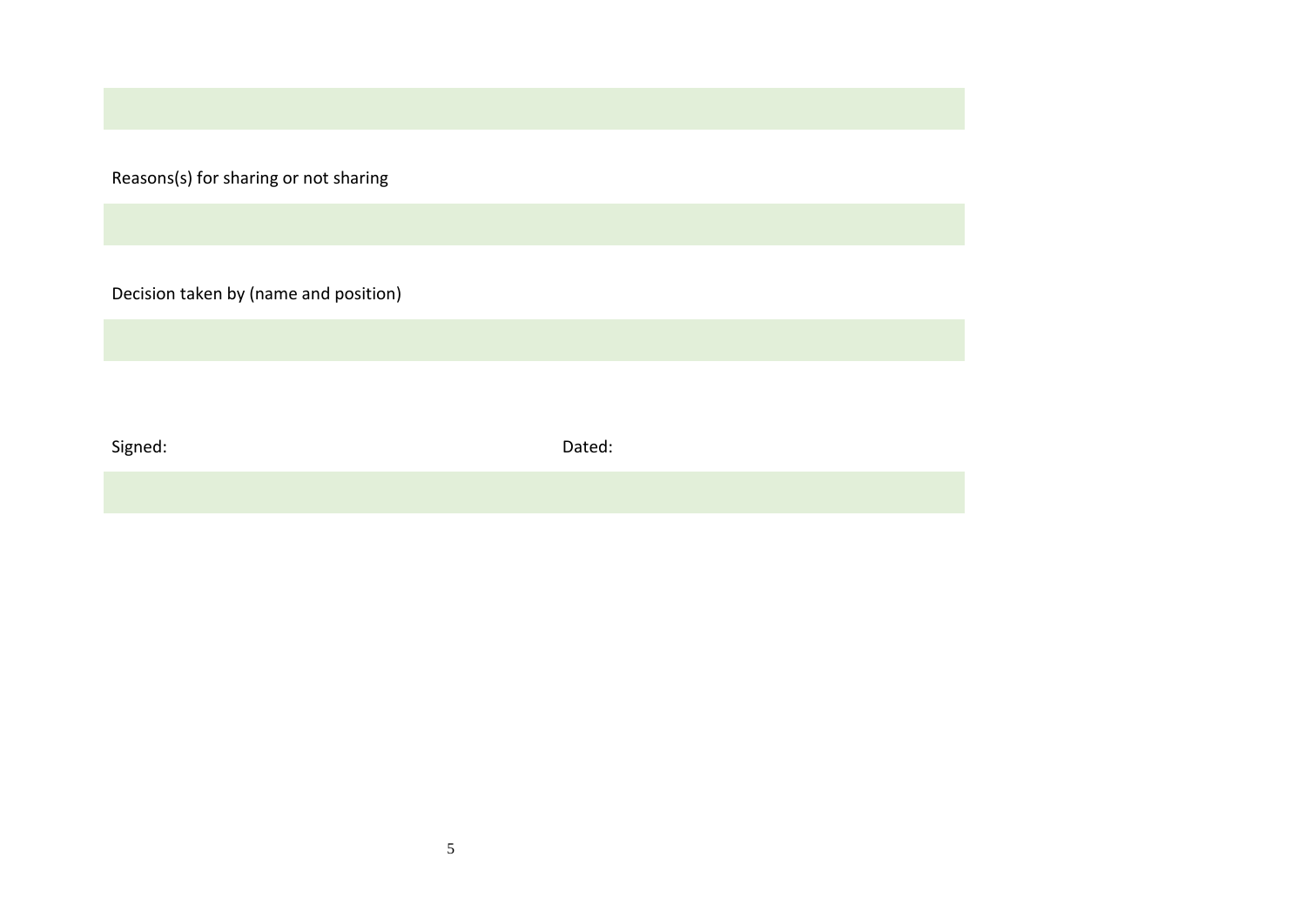Reasons(s) for sharing or not sharing

Decision taken by (name and position)

Signed: Dated: